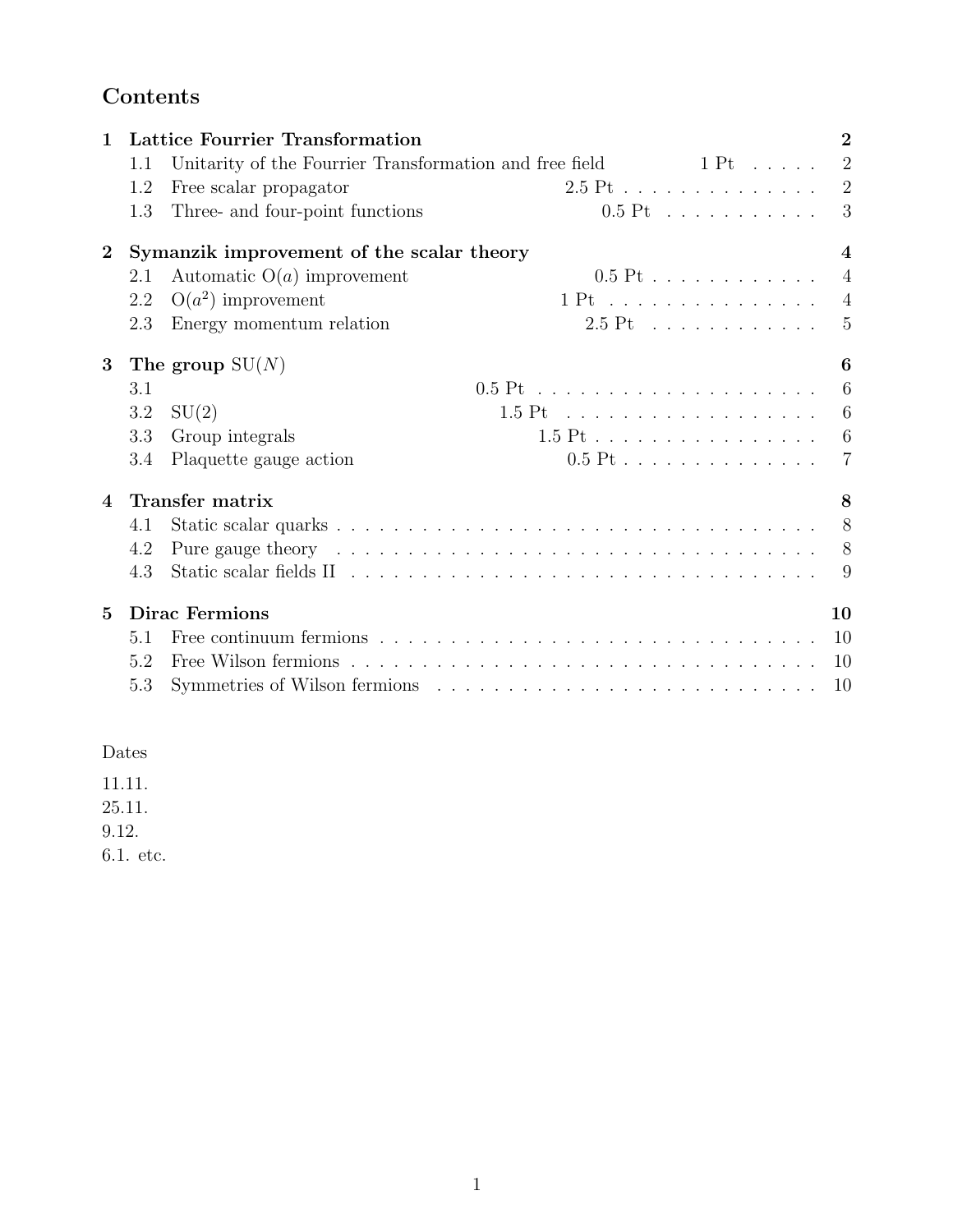# Contents

**1 Lattice Fourrier Transformation** — 2

- 1.1 Unitarity of the Fourrier Transformation and free field 1 Pt — 2
- 1.2 Free scalar propagator 2.5 Pt — 2
- 1.3 Three- and four-point functions 0.5 Pt — 3

**2 Symanzik improvement of the scalar theory** — 4

- 2.1 Automatic O($a$) improvement 0.5 Pt — 4
- 2.2 O($a^2$) improvement 1 Pt — 4
- 2.3 Energy momentum relation 2.5 Pt — 5

**3 The group SU($N$)** — 6

- 3.1 0.5 Pt — 6
- 3.2 SU(2) 1.5 Pt — 6
- 3.3 Group integrals 1.5 Pt — 6
- 3.4 Plaquette gauge action 0.5 Pt — 7

**4 Transfer matrix** — 8

- 4.1 Static scalar quarks — 8
- 4.2 Pure gauge theory — 8
- 4.3 Static scalar fields II — 9

**5 Dirac Fermions** — 10

- 5.1 Free continuum fermions — 10
- 5.2 Free Wilson fermions — 10
- 5.3 Symmetries of Wilson fermions — 10

Dates

11.11.
25.11.
9.12.
6.1. etc.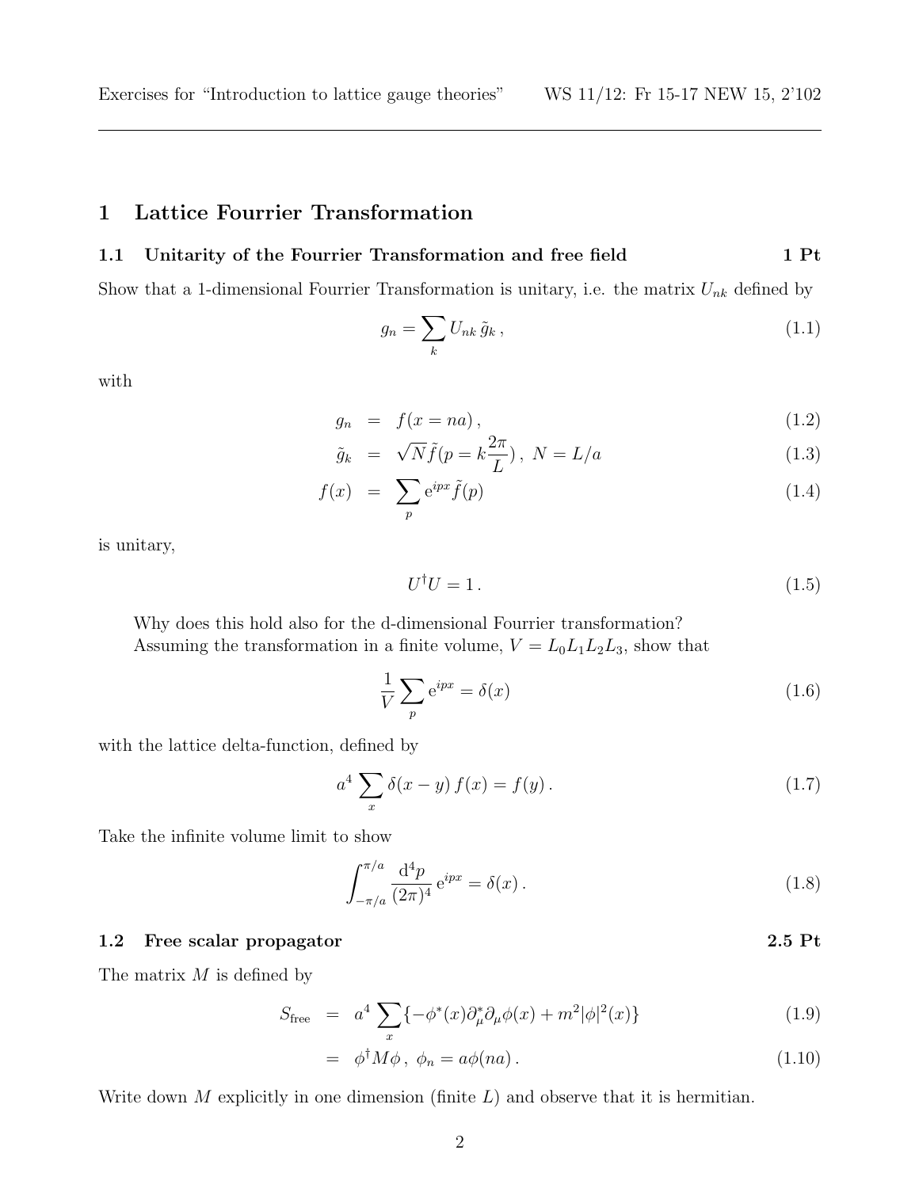## 1 Lattice Fourrier Transformation

### 1.1 Unitarity of the Fourrier Transformation and free field **1 Pt**

Show that a 1-dimensional Fourrier Transformation is unitary, i.e. the matrix $U_{nk}$ defined by

$$g_n = \sum_k U_{nk} \, \tilde{g}_k \, , \tag{1.1}$$

with

$$\begin{aligned} g_n &= f(x = na) \, , & (1.2) \\ \tilde{g}_k &= \sqrt{N} \tilde{f}(p = k \frac{2\pi}{L}) \, , \; N = L/a & (1.3) \\ f(x) &= \sum_p \mathrm{e}^{ipx} \, \tilde{f}(p) & (1.4) \end{aligned}$$

is unitary,

$$U^\dagger U = 1 \, . \tag{1.5}$$

Why does this hold also for the d-dimensional Fourrier transformation?
Assuming the transformation in a finite volume, $V = L_0 L_1 L_2 L_3$, show that

$$\frac{1}{V} \sum_p \mathrm{e}^{ipx} = \delta(x) \tag{1.6}$$

with the lattice delta-function, defined by

$$a^4 \sum_x \delta(x - y) \, f(x) = f(y) \, . \tag{1.7}$$

Take the infinite volume limit to show

$$\int_{-\pi/a}^{\pi/a} \frac{\mathrm{d}^4 p}{(2\pi)^4} \, \mathrm{e}^{ipx} = \delta(x) \, . \tag{1.8}$$

### 1.2 Free scalar propagator **2.5 Pt**

The matrix $M$ is defined by

$$\begin{aligned} S_{\text{free}} &= a^4 \sum_x \{ -\phi^*(x) \partial^*_\mu \partial_\mu \phi(x) + m^2 |\phi|^2(x) \} & (1.9) \\ &= \phi^\dagger M \phi \, , \; \phi_n = a \phi(na) \, . & (1.10) \end{aligned}$$

Write down $M$ explicitly in one dimension (finite $L$) and observe that it is hermitian.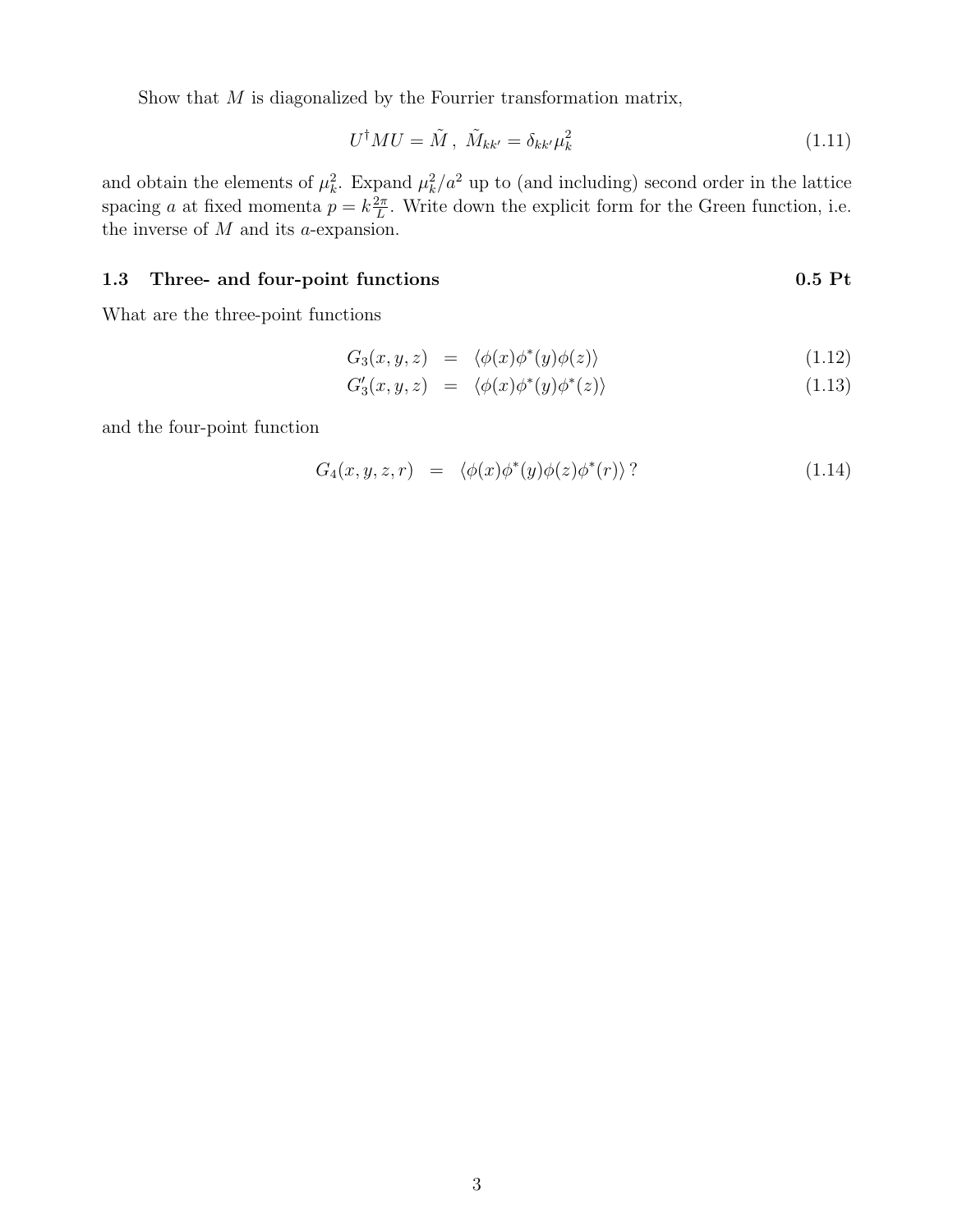Show that $M$ is diagonalized by the Fourrier transformation matrix,

$$U^\dagger M U = \tilde{M} \, , \; \tilde{M}_{kk'} = \delta_{kk'} \mu_k^2 \tag{1.11}$$

and obtain the elements of $\mu_k^2$. Expand $\mu_k^2/a^2$ up to (and including) second order in the lattice spacing $a$ at fixed momenta $p = k\frac{2\pi}{L}$. Write down the explicit form for the Green function, i.e. the inverse of $M$ and its $a$-expansion.

### 1.3 Three- and four-point functions **0.5 Pt**

What are the three-point functions

$$G_3(x, y, z) = \langle \phi(x) \phi^*(y) \phi(z) \rangle \tag{1.12}$$

$$G_3'(x, y, z) = \langle \phi(x) \phi^*(y) \phi^*(z) \rangle \tag{1.13}$$

and the four-point function

$$G_4(x, y, z, r) = \langle \phi(x) \phi^*(y) \phi(z) \phi^*(r) \rangle \, ? \tag{1.14}$$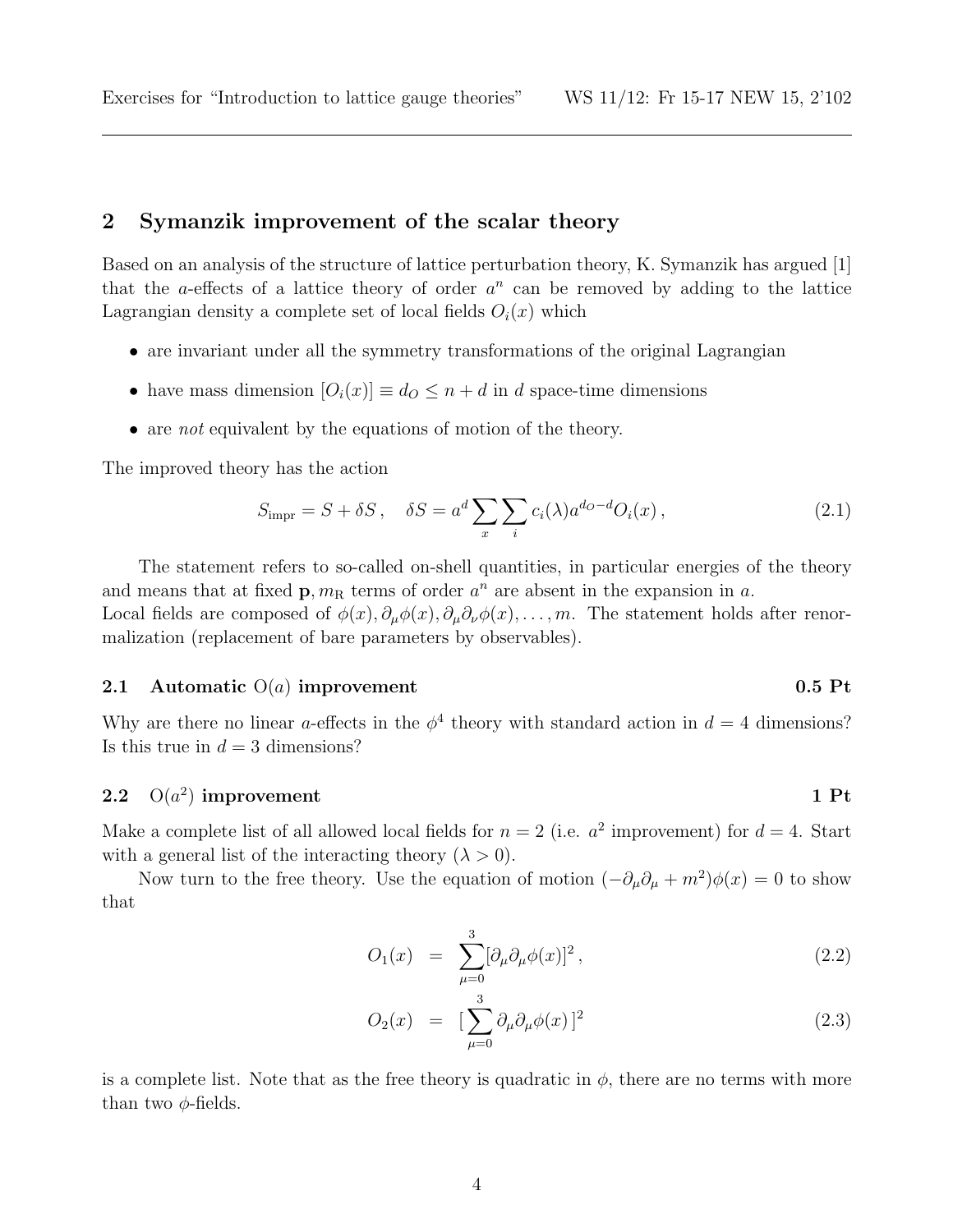## 2 Symanzik improvement of the scalar theory

Based on an analysis of the structure of lattice perturbation theory, K. Symanzik has argued [1] that the $a$-effects of a lattice theory of order $a^n$ can be removed by adding to the lattice Lagrangian density a complete set of local fields $O_i(x)$ which

- are invariant under all the symmetry transformations of the original Lagrangian
- have mass dimension $[O_i(x)] \equiv d_O \leq n + d$ in $d$ space-time dimensions
- are *not* equivalent by the equations of motion of the theory.

The improved theory has the action

$$S_{\text{impr}} = S + \delta S\,, \quad \delta S = a^d \sum_x \sum_i c_i(\lambda) a^{d_O - d} O_i(x)\,, \tag{2.1}$$

The statement refers to so-called on-shell quantities, in particular energies of the theory and means that at fixed $\mathbf{p}, m_{\text{R}}$ terms of order $a^n$ are absent in the expansion in $a$.
Local fields are composed of $\phi(x), \partial_\mu\phi(x), \partial_\mu\partial_\nu\phi(x), \ldots, m$. The statement holds after renormalization (replacement of bare parameters by observables).

### 2.1 Automatic O($a$) improvement **0.5 Pt**

Why are there no linear $a$-effects in the $\phi^4$ theory with standard action in $d = 4$ dimensions? Is this true in $d = 3$ dimensions?

### 2.2 O($a^2$) improvement **1 Pt**

Make a complete list of all allowed local fields for $n = 2$ (i.e. $a^2$ improvement) for $d = 4$. Start with a general list of the interacting theory ($\lambda > 0$).

Now turn to the free theory. Use the equation of motion $(-\partial_\mu\partial_\mu + m^2)\phi(x) = 0$ to show that

$$O_1(x) = \sum_{\mu=0}^{3} [\partial_\mu\partial_\mu\phi(x)]^2\,, \tag{2.2}$$

$$O_2(x) = [\sum_{\mu=0}^{3} \partial_\mu\partial_\mu\phi(x)\,]^2 \tag{2.3}$$

is a complete list. Note that as the free theory is quadratic in $\phi$, there are no terms with more than two $\phi$-fields.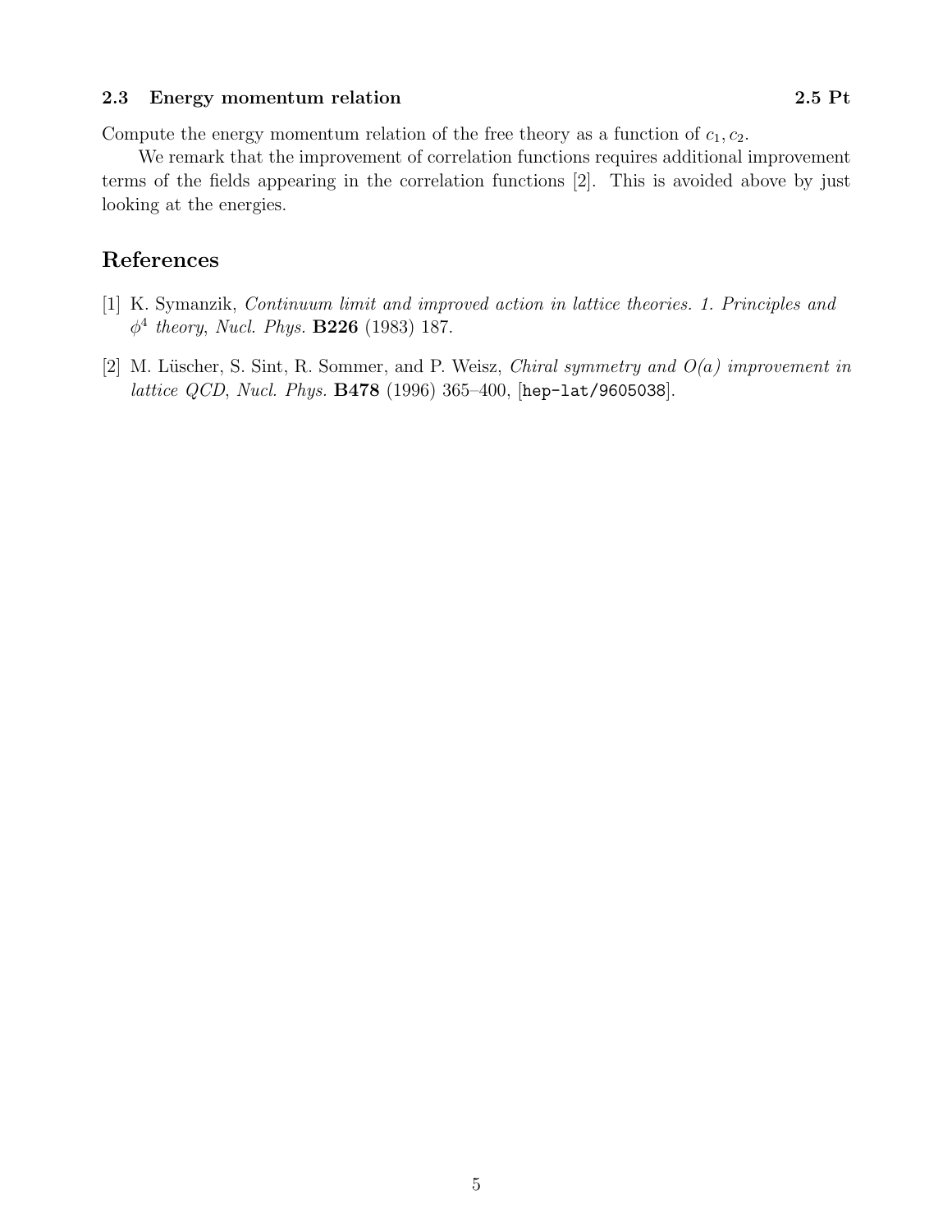### 2.3 Energy momentum relation **2.5 Pt**

Compute the energy momentum relation of the free theory as a function of $c_1, c_2$.

We remark that the improvement of correlation functions requires additional improvement terms of the fields appearing in the correlation functions [2]. This is avoided above by just looking at the energies.

## References

[1] K. Symanzik, *Continuum limit and improved action in lattice theories. 1. Principles and $\phi^4$ theory*, *Nucl. Phys.* **B226** (1983) 187.

[2] M. Lüscher, S. Sint, R. Sommer, and P. Weisz, *Chiral symmetry and O(a) improvement in lattice QCD*, *Nucl. Phys.* **B478** (1996) 365–400, [`hep-lat/9605038`].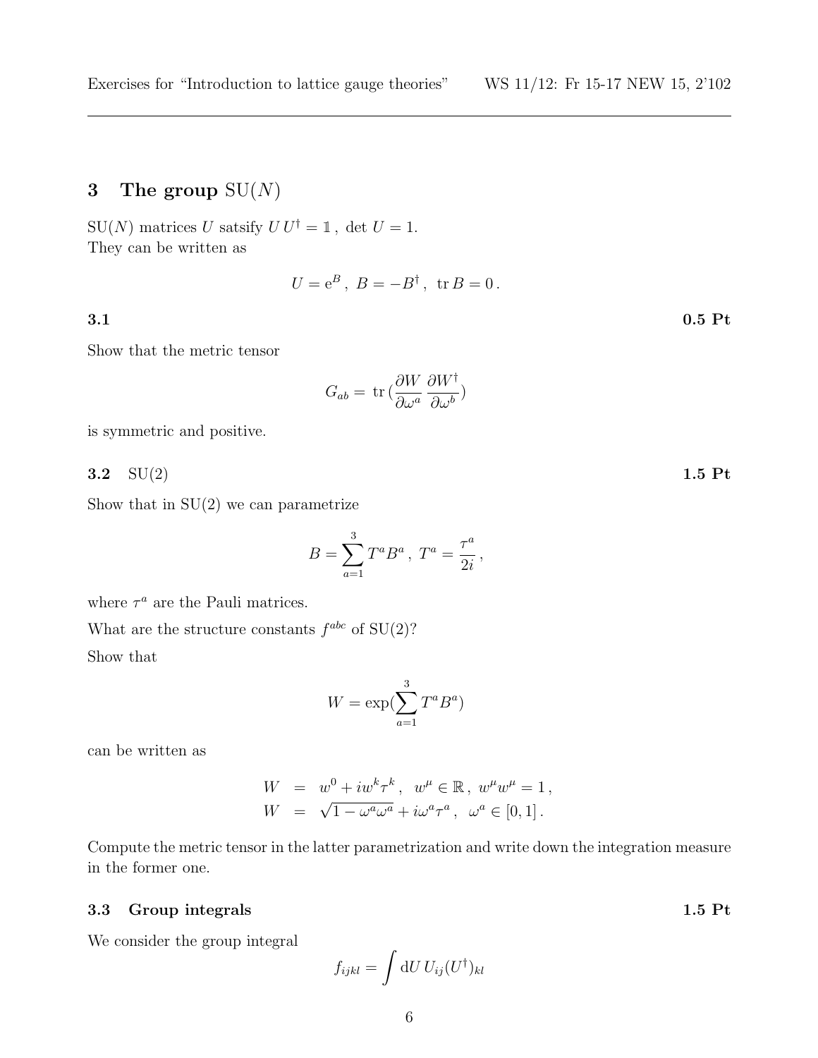## 3 The group SU($N$)

SU($N$) matrices $U$ satsify $U\,U^\dagger = \mathbb{1}\,,\ \det U = 1$.
They can be written as

$$U = \mathrm{e}^B\,,\ B = -B^\dagger\,,\ \mathrm{tr}\,B = 0\,.$$

### 3.1 **0.5 Pt**

Show that the metric tensor

$$G_{ab} = \mathrm{tr}\,(\frac{\partial W}{\partial \omega^a}\,\frac{\partial W^\dagger}{\partial \omega^b})$$

is symmetric and positive.

### 3.2 SU(2) **1.5 Pt**

Show that in SU(2) we can parametrize

$$B = \sum_{a=1}^{3} T^a B^a\,,\ T^a = \frac{\tau^a}{2i}\,,$$

where $\tau^a$ are the Pauli matrices.

What are the structure constants $f^{abc}$ of SU(2)?

Show that

$$W = \exp(\sum_{a=1}^{3} T^a B^a)$$

can be written as

$$\begin{aligned}
W &= w^0 + i w^k \tau^k\,,\ \ w^\mu \in \mathbb{R}\,,\ w^\mu w^\mu = 1\,,\\
W &= \sqrt{1 - \omega^a \omega^a} + i\omega^a \tau^a\,,\ \ \omega^a \in [0,1]\,.
\end{aligned}$$

Compute the metric tensor in the latter parametrization and write down the integration measure in the former one.

### 3.3 Group integrals **1.5 Pt**

We consider the group integral

$$f_{ijkl} = \int \mathrm{d}U\, U_{ij} (U^\dagger)_{kl}$$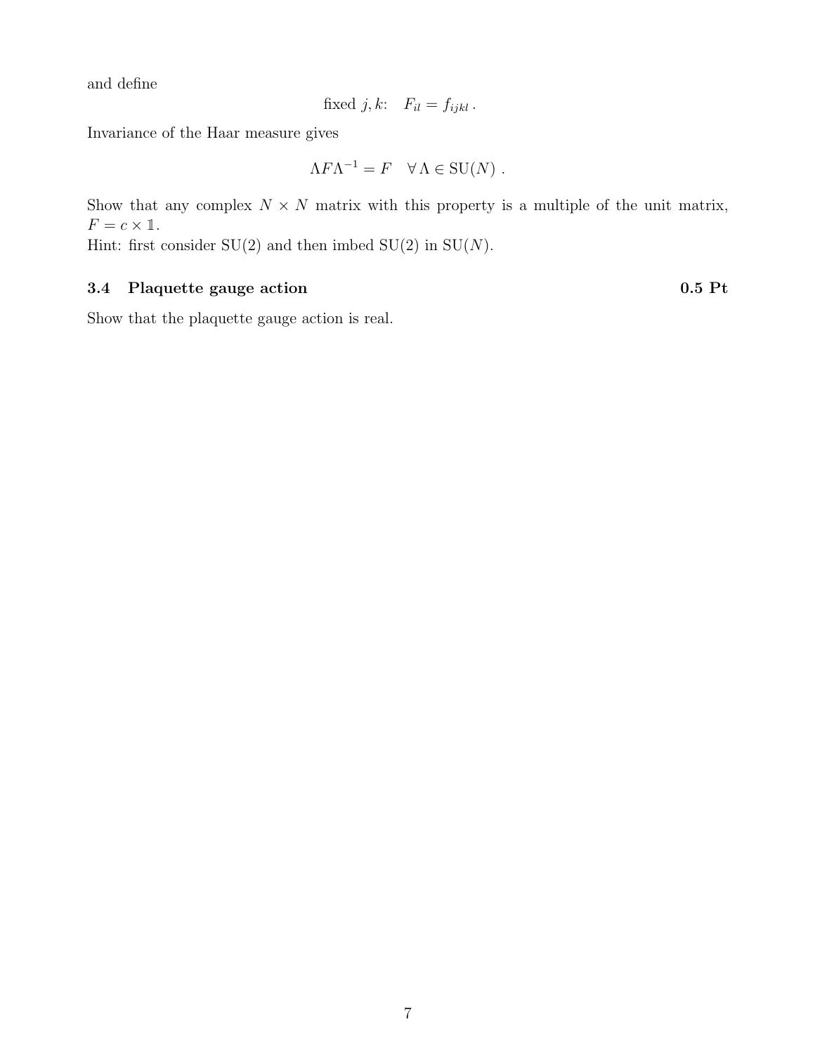and define

$$\text{fixed } j,k: \quad F_{il} = f_{ijkl} \, .$$

Invariance of the Haar measure gives

$$\Lambda F \Lambda^{-1} = F \quad \forall \, \Lambda \in \mathrm{SU}(N) \; .$$

Show that any complex $N \times N$ matrix with this property is a multiple of the unit matrix, $F = c \times \mathbb{1}$.
Hint: first consider SU(2) and then imbed SU(2) in SU($N$).

### 3.4 Plaquette gauge action **0.5 Pt**

Show that the plaquette gauge action is real.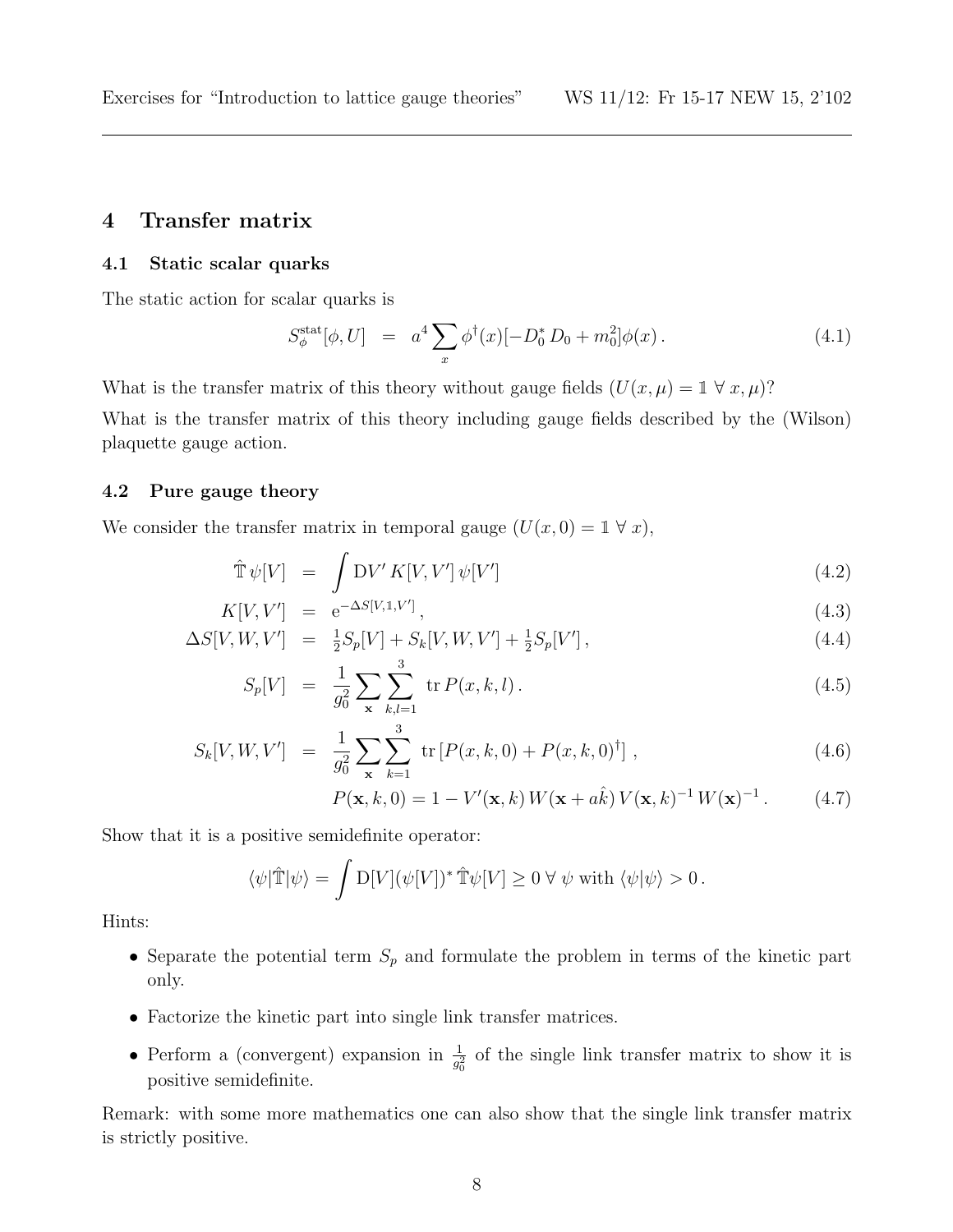## 4 Transfer matrix

### 4.1 Static scalar quarks

The static action for scalar quarks is

$$S_{\phi}^{\mathrm{stat}}[\phi, U] \;=\; a^4 \sum_x \phi^{\dagger}(x)[-D_0^* \, D_0 + m_0^2]\phi(x)\,. \tag{4.1}$$

What is the transfer matrix of this theory without gauge fields ($U(x,\mu) = \mathbb{1} \;\forall\; x, \mu$)?

What is the transfer matrix of this theory including gauge fields described by the (Wilson) plaquette gauge action.

### 4.2 Pure gauge theory

We consider the transfer matrix in temporal gauge ($U(x,0) = \mathbb{1} \;\forall\; x$),

$$\hat{\mathbb{T}}\,\psi[V] \;=\; \int \mathrm{D}V' \, K[V,V'] \, \psi[V'] \tag{4.2}$$

$$K[V,V'] \;=\; \mathrm{e}^{-\Delta S[V,\mathbb{1},V']}\,, \tag{4.3}$$

$$\Delta S[V,W,V'] \;=\; \tfrac{1}{2}S_p[V] + S_k[V,W,V'] + \tfrac{1}{2}S_p[V']\,, \tag{4.4}$$

$$S_p[V] \;=\; \frac{1}{g_0^2} \sum_{\mathbf{x}} \sum_{k,l=1}^{3} \;\mathrm{tr}\, P(x,k,l)\,. \tag{4.5}$$

$$S_k[V,W,V'] \;=\; \frac{1}{g_0^2} \sum_{\mathbf{x}} \sum_{k=1}^{3} \;\mathrm{tr}\left[P(x,k,0) + P(x,k,0)^{\dagger}\right]\,, \tag{4.6}$$

$$P(\mathbf{x},k,0) = 1 - V'(\mathbf{x},k)\, W(\mathbf{x}+a\hat{k})\, V(\mathbf{x},k)^{-1}\, W(\mathbf{x})^{-1}\,. \tag{4.7}$$

Show that it is a positive semidefinite operator:

$$\langle\psi|\hat{\mathbb{T}}|\psi\rangle = \int \mathrm{D}[V](\psi[V])^* \, \hat{\mathbb{T}}\psi[V] \geq 0 \;\forall\; \psi \text{ with } \langle\psi|\psi\rangle > 0\,.$$

Hints:

- Separate the potential term $S_p$ and formulate the problem in terms of the kinetic part only.
- Factorize the kinetic part into single link transfer matrices.
- Perform a (convergent) expansion in $\frac{1}{g_0^2}$ of the single link transfer matrix to show it is positive semidefinite.

Remark: with some more mathematics one can also show that the single link transfer matrix is strictly positive.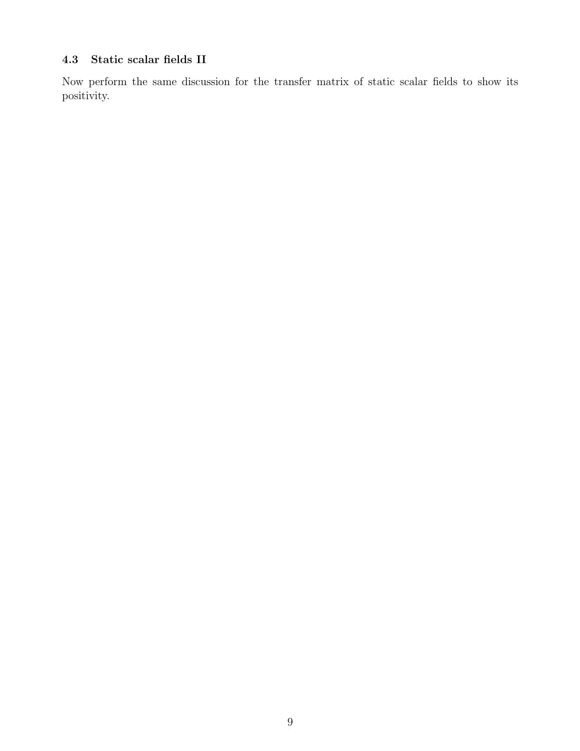### 4.3 Static scalar fields II

Now perform the same discussion for the transfer matrix of static scalar fields to show its positivity.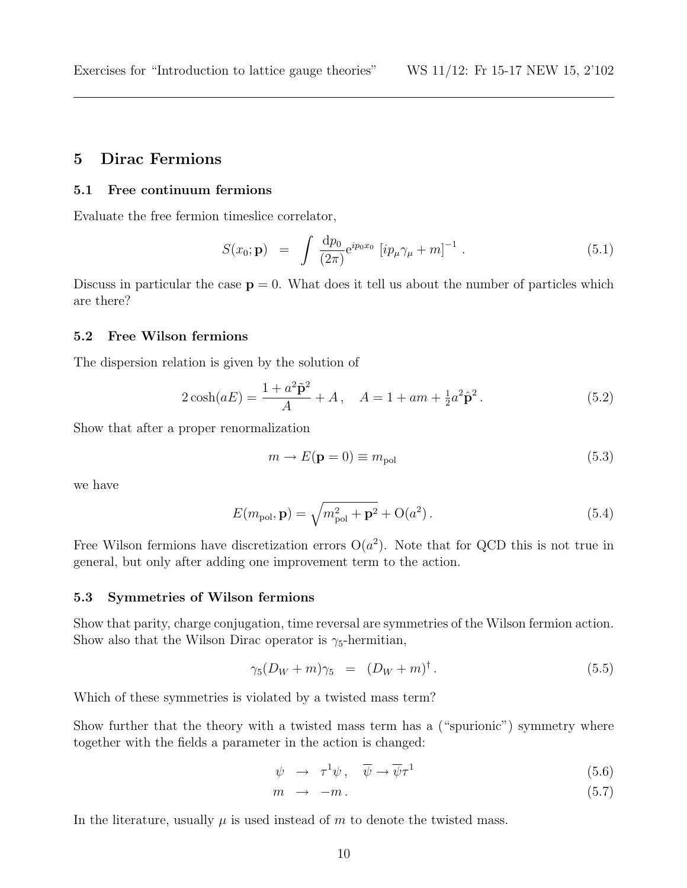## 5 Dirac Fermions

### 5.1 Free continuum fermions

Evaluate the free fermion timeslice correlator,

$$S(x_0;\mathbf{p}) \;=\; \int \frac{\mathrm{d}p_0}{(2\pi)} \mathrm{e}^{ip_0 x_0}\, [ip_\mu \gamma_\mu + m]^{-1}\,. \tag{5.1}$$

Discuss in particular the case $\mathbf{p}=0$. What does it tell us about the number of particles which are there?

### 5.2 Free Wilson fermions

The dispersion relation is given by the solution of

$$2\cosh(aE) = \frac{1+a^2\tilde{\mathbf{p}}^2}{A} + A\,, \quad A = 1 + am + \tfrac{1}{2}a^2\hat{\mathbf{p}}^2\,. \tag{5.2}$$

Show that after a proper renormalization

$$m \to E(\mathbf{p}=0) \equiv m_{\mathrm{pol}} \tag{5.3}$$

we have

$$E(m_{\mathrm{pol}},\mathbf{p}) = \sqrt{m_{\mathrm{pol}}^2 + \mathbf{p}^2} + \mathrm{O}(a^2)\,. \tag{5.4}$$

Free Wilson fermions have discretization errors $\mathrm{O}(a^2)$. Note that for QCD this is not true in general, but only after adding one improvement term to the action.

### 5.3 Symmetries of Wilson fermions

Show that parity, charge conjugation, time reversal are symmetries of the Wilson fermion action. Show also that the Wilson Dirac operator is $\gamma_5$-hermitian,

$$\gamma_5 (D_W + m)\gamma_5 \;=\; (D_W + m)^\dagger\,. \tag{5.5}$$

Which of these symmetries is violated by a twisted mass term?

Show further that the theory with a twisted mass term has a ("spurionic") symmetry where together with the fields a parameter in the action is changed:

$$\psi \;\to\; \tau^1\psi\,, \quad \overline{\psi} \to \overline{\psi}\tau^1 \tag{5.6}$$

$$m \;\to\; -m\,. \tag{5.7}$$

In the literature, usually $\mu$ is used instead of $m$ to denote the twisted mass.